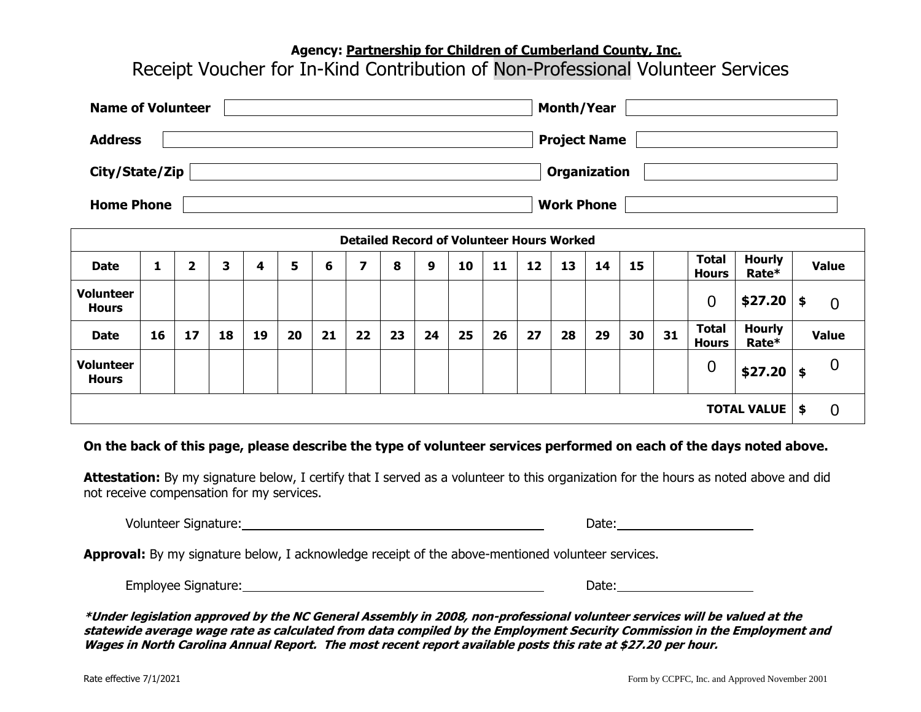**Agency: Partnership for Children of Cumberland County, Inc.**

# Receipt Voucher for In-Kind Contribution of Non-Professional Volunteer Services

**Name of Volunteer** ____________________ **Month/Year** ____________________

**Address** ____________________ **Project Name** ____________________

**City/State/Zip** ____________________ **Organization** ____________________

**Home Phone** ____________________ **Work Phone** ____________________

| Detailed Record of Volunteer Hours Worked | | | | | | | | | | | | | | | | | | | |
|---|---|---|---|---|---|---|---|---|---|---|---|---|---|---|---|---|---|---|---|
| **Date** | **1** | **2** | **3** | **4** | **5** | **6** | **7** | **8** | **9** | **10** | **11** | **12** | **13** | **14** | **15** | | **Total Hours** | **Hourly Rate*** | **Value** |
| **Volunteer Hours** | | | | | | | | | | | | | | | | | 0 | **$27.20** | **$** 0 |
| **Date** | **16** | **17** | **18** | **19** | **20** | **21** | **22** | **23** | **24** | **25** | **26** | **27** | **28** | **29** | **30** | **31** | **Total Hours** | **Hourly Rate*** | **Value** |
| **Volunteer Hours** | | | | | | | | | | | | | | | | | 0 | **$27.20** | **$** 0 |
| | | | | | | | | | | | | | | | | | | **TOTAL VALUE** | **$** 0 |

**On the back of this page, please describe the type of volunteer services performed on each of the days noted above.**

**Attestation:** By my signature below, I certify that I served as a volunteer to this organization for the hours as noted above and did not receive compensation for my services.

Volunteer Signature: ______________________________ Date: ____________________

**Approval:** By my signature below, I acknowledge receipt of the above-mentioned volunteer services.

Employee Signature: ______________________________ Date: ____________________

***Under legislation approved by the NC General Assembly in 2008, non-professional volunteer services will be valued at the statewide average wage rate as calculated from data compiled by the Employment Security Commission in the Employment and Wages in North Carolina Annual Report. The most recent report available posts this rate at $27.20 per hour.***

Rate effective 7/1/2021

Form by CCPFC, Inc. and Approved November 2001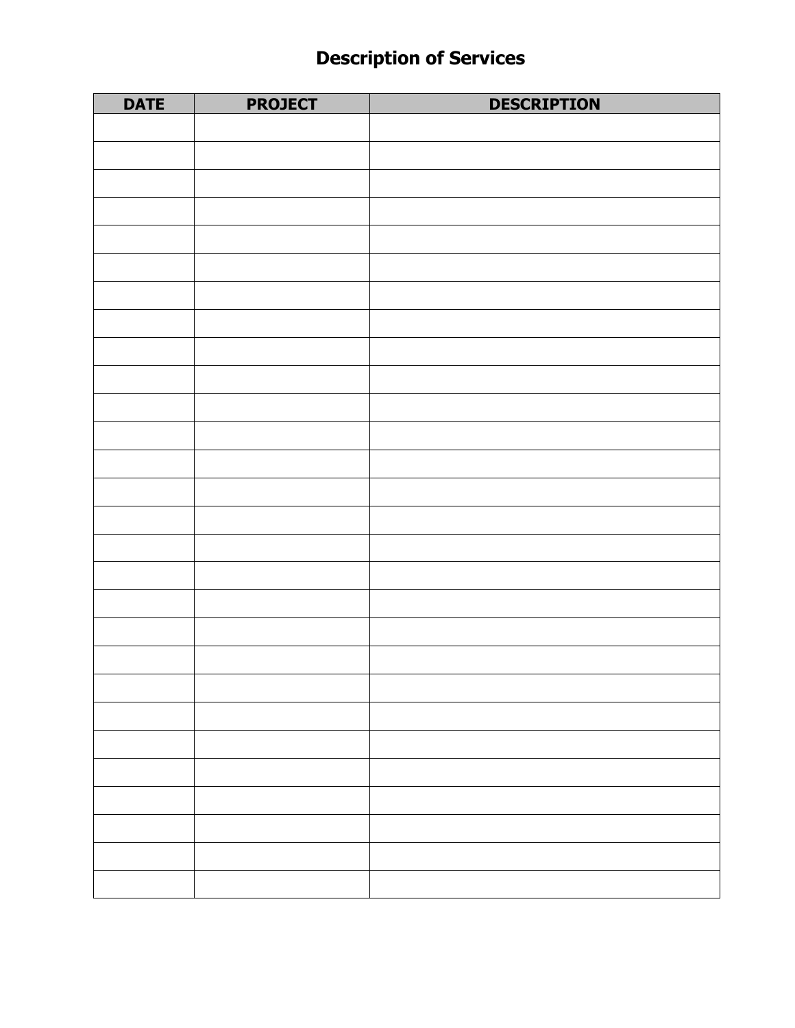# Description of Services

| DATE | PROJECT | DESCRIPTION |
| --- | --- | --- |
| | | |
| | | |
| | | |
| | | |
| | | |
| | | |
| | | |
| | | |
| | | |
| | | |
| | | |
| | | |
| | | |
| | | |
| | | |
| | | |
| | | |
| | | |
| | | |
| | | |
| | | |
| | | |
| | | |
| | | |
| | | |
| | | |
| | | |
| | | |